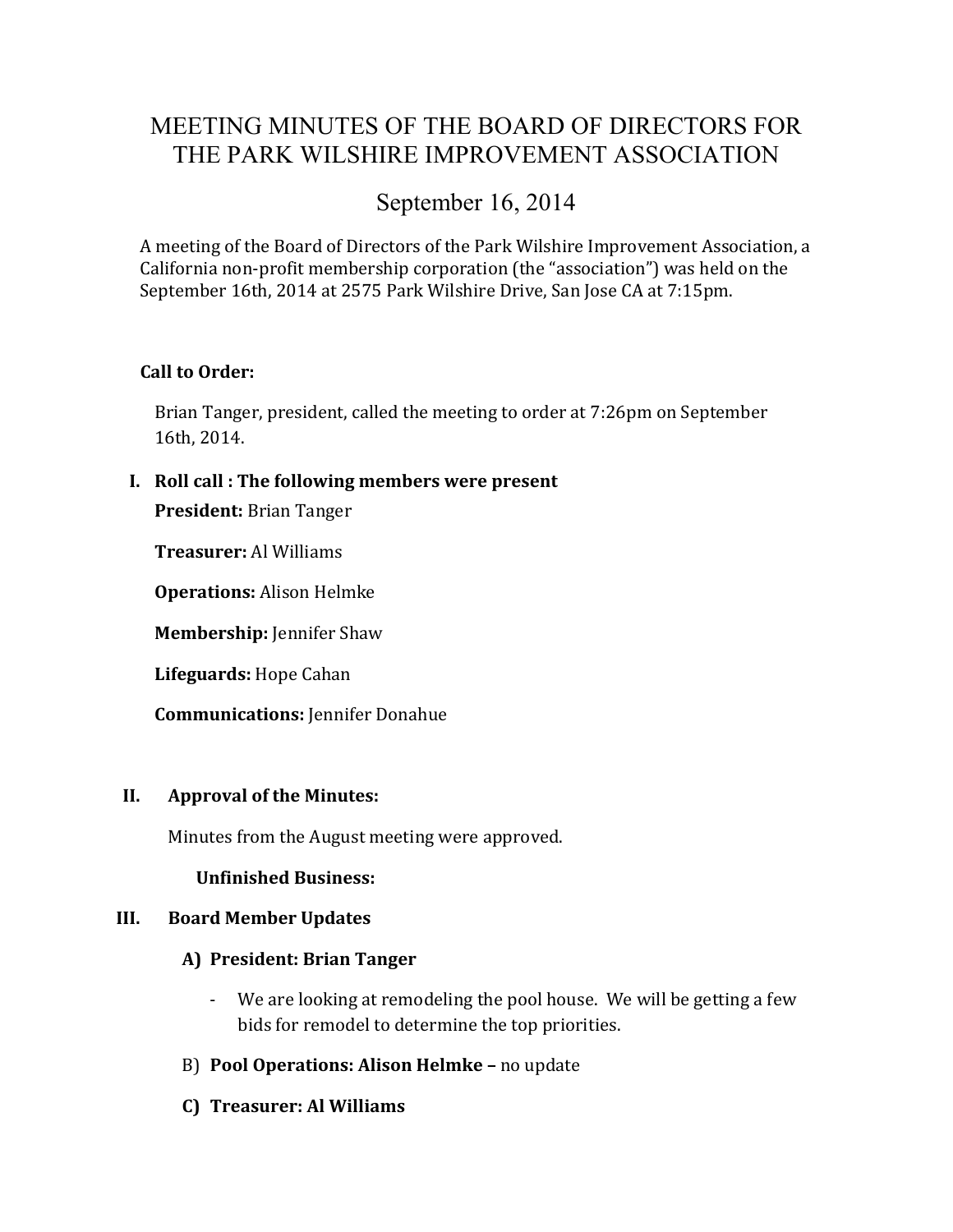# MEETING MINUTES OF THE BOARD OF DIRECTORS FOR THE PARK WILSHIRE IMPROVEMENT ASSOCIATION

## September 16, 2014

A meeting of the Board of Directors of the Park Wilshire Improvement Association, a California non-profit membership corporation (the "association") was held on the September 16th, 2014 at 2575 Park Wilshire Drive, San Jose CA at 7:15pm.

**Call to Order:**

Brian Tanger, president, called the meeting to order at 7:26pm on September 16th, 2014.

**I. Roll call : The following members were present**

**President:** Brian Tanger

**Treasurer:** Al Williams

**Operations:** Alison Helmke

**Membership:** Jennifer Shaw

**Lifeguards:** Hope Cahan

**Communications:** Jennifer Donahue

**II. Approval of the Minutes:**

Minutes from the August meeting were approved.

**Unfinished Business:**

**III. Board Member Updates**

**A) President: Brian Tanger**

- We are looking at remodeling the pool house. We will be getting a few bids for remodel to determine the top priorities.

B) **Pool Operations: Alison Helmke –** no update

**C) Treasurer: Al Williams**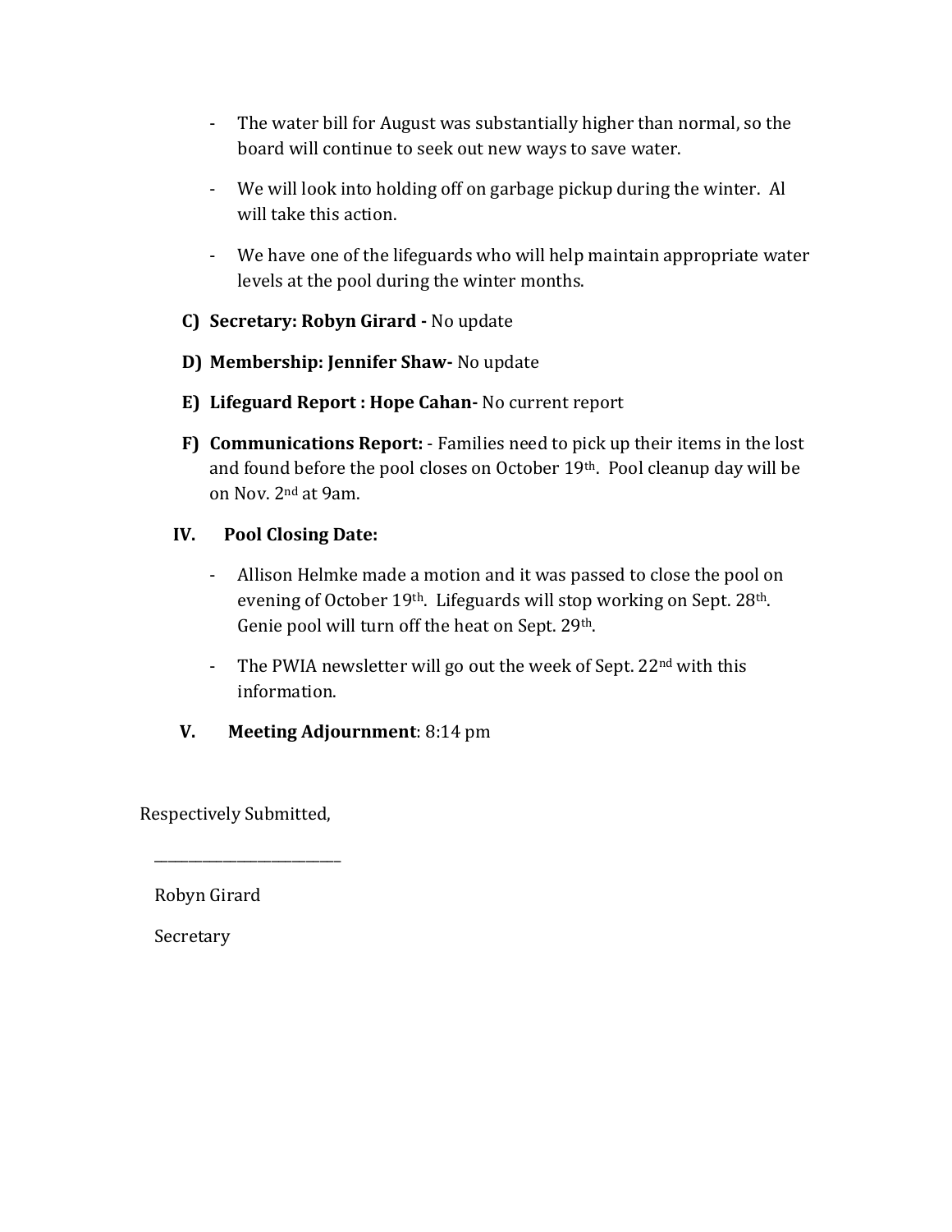- The water bill for August was substantially higher than normal, so the board will continue to seek out new ways to save water.

- We will look into holding off on garbage pickup during the winter. Al will take this action.

- We have one of the lifeguards who will help maintain appropriate water levels at the pool during the winter months.

C) **Secretary: Robyn Girard -** No update

D) **Membership: Jennifer Shaw-** No update

E) **Lifeguard Report : Hope Cahan-** No current report

F) **Communications Report:** - Families need to pick up their items in the lost and found before the pool closes on October 19th. Pool cleanup day will be on Nov. 2nd at 9am.

IV. **Pool Closing Date:**

- Allison Helmke made a motion and it was passed to close the pool on evening of October 19th. Lifeguards will stop working on Sept. 28th. Genie pool will turn off the heat on Sept. 29th.

- The PWIA newsletter will go out the week of Sept. 22nd with this information.

V. **Meeting Adjournment**: 8:14 pm

Respectively Submitted,

___________________________

Robyn Girard

Secretary